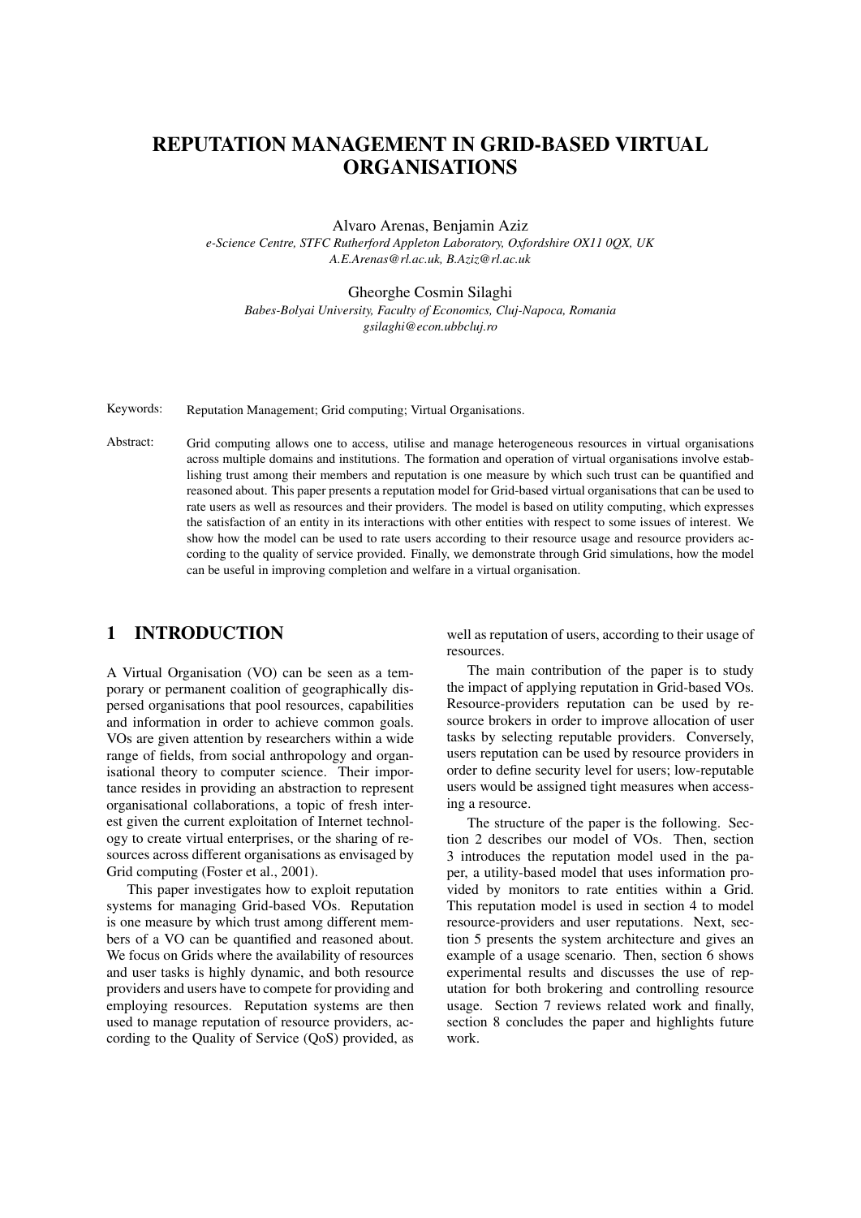# REPUTATION MANAGEMENT IN GRID-BASED VIRTUAL ORGANISATIONS

Alvaro Arenas, Benjamin Aziz

*e-Science Centre, STFC Rutherford Appleton Laboratory, Oxfordshire OX11 0QX, UK*
*A.E.Arenas@rl.ac.uk, B.Aziz@rl.ac.uk*

Gheorghe Cosmin Silaghi

*Babes-Bolyai University, Faculty of Economics, Cluj-Napoca, Romania*
*gsilaghi@econ.ubbcluj.ro*

Keywords: Reputation Management; Grid computing; Virtual Organisations.

Abstract: Grid computing allows one to access, utilise and manage heterogeneous resources in virtual organisations across multiple domains and institutions. The formation and operation of virtual organisations involve establishing trust among their members and reputation is one measure by which such trust can be quantified and reasoned about. This paper presents a reputation model for Grid-based virtual organisations that can be used to rate users as well as resources and their providers. The model is based on utility computing, which expresses the satisfaction of an entity in its interactions with other entities with respect to some issues of interest. We show how the model can be used to rate users according to their resource usage and resource providers according to the quality of service provided. Finally, we demonstrate through Grid simulations, how the model can be useful in improving completion and welfare in a virtual organisation.

## 1 INTRODUCTION

A Virtual Organisation (VO) can be seen as a temporary or permanent coalition of geographically dispersed organisations that pool resources, capabilities and information in order to achieve common goals. VOs are given attention by researchers within a wide range of fields, from social anthropology and organisational theory to computer science. Their importance resides in providing an abstraction to represent organisational collaborations, a topic of fresh interest given the current exploitation of Internet technology to create virtual enterprises, or the sharing of resources across different organisations as envisaged by Grid computing (Foster et al., 2001).

This paper investigates how to exploit reputation systems for managing Grid-based VOs. Reputation is one measure by which trust among different members of a VO can be quantified and reasoned about. We focus on Grids where the availability of resources and user tasks is highly dynamic, and both resource providers and users have to compete for providing and employing resources. Reputation systems are then used to manage reputation of resource providers, according to the Quality of Service (QoS) provided, as well as reputation of users, according to their usage of resources.

The main contribution of the paper is to study the impact of applying reputation in Grid-based VOs. Resource-providers reputation can be used by resource brokers in order to improve allocation of user tasks by selecting reputable providers. Conversely, users reputation can be used by resource providers in order to define security level for users; low-reputable users would be assigned tight measures when accessing a resource.

The structure of the paper is the following. Section 2 describes our model of VOs. Then, section 3 introduces the reputation model used in the paper, a utility-based model that uses information provided by monitors to rate entities within a Grid. This reputation model is used in section 4 to model resource-providers and user reputations. Next, section 5 presents the system architecture and gives an example of a usage scenario. Then, section 6 shows experimental results and discusses the use of reputation for both brokering and controlling resource usage. Section 7 reviews related work and finally, section 8 concludes the paper and highlights future work.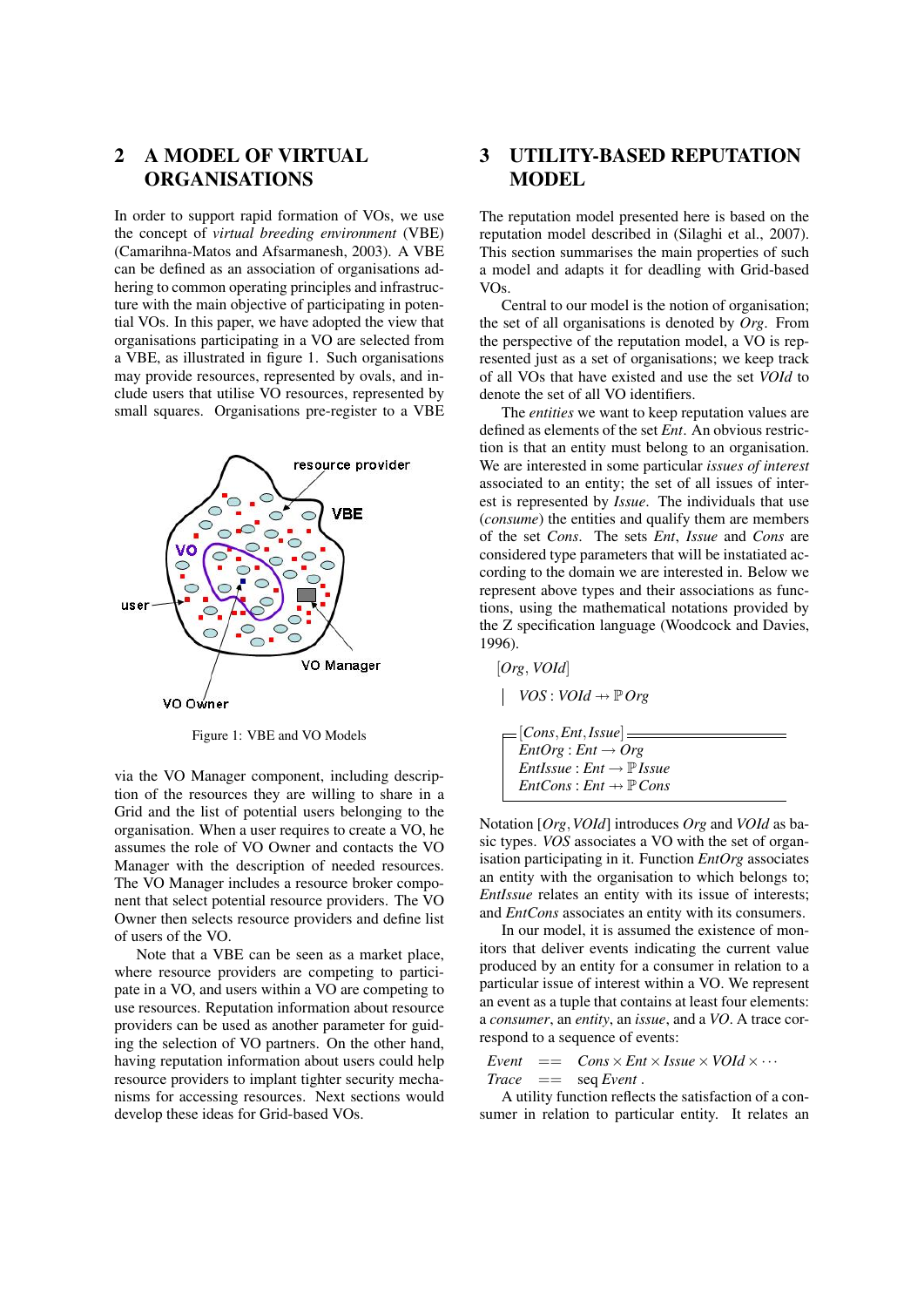## 2 A MODEL OF VIRTUAL ORGANISATIONS

In order to support rapid formation of VOs, we use the concept of *virtual breeding environment* (VBE) (Camarihna-Matos and Afsarmanesh, 2003). A VBE can be defined as an association of organisations adhering to common operating principles and infrastructure with the main objective of participating in potential VOs. In this paper, we have adopted the view that organisations participating in a VO are selected from a VBE, as illustrated in figure 1. Such organisations may provide resources, represented by ovals, and include users that utilise VO resources, represented by small squares. Organisations pre-register to a VBE

Figure 1: VBE and VO Models

via the VO Manager component, including description of the resources they are willing to share in a Grid and the list of potential users belonging to the organisation. When a user requires to create a VO, he assumes the role of VO Owner and contacts the VO Manager with the description of needed resources. The VO Manager includes a resource broker component that select potential resource providers. The VO Owner then selects resource providers and define list of users of the VO.

Note that a VBE can be seen as a market place, where resource providers are competing to participate in a VO, and users within a VO are competing to use resources. Reputation information about resource providers can be used as another parameter for guiding the selection of VO partners. On the other hand, having reputation information about users could help resource providers to implant tighter security mechanisms for accessing resources. Next sections would develop these ideas for Grid-based VOs.

## 3 UTILITY-BASED REPUTATION MODEL

The reputation model presented here is based on the reputation model described in (Silaghi et al., 2007). This section summarises the main properties of such a model and adapts it for deadling with Grid-based VOs.

Central to our model is the notion of organisation; the set of all organisations is denoted by *Org*. From the perspective of the reputation model, a VO is represented just as a set of organisations; we keep track of all VOs that have existed and use the set *VOId* to denote the set of all VO identifiers.

The *entities* we want to keep reputation values are defined as elements of the set *Ent*. An obvious restriction is that an entity must belong to an organisation. We are interested in some particular *issues of interest* associated to an entity; the set of all issues of interest is represented by *Issue*. The individuals that use (*consume*) the entities and qualify them are members of the set *Cons*. The sets *Ent*, *Issue* and *Cons* are considered type parameters that will be instatiated according to the domain we are interested in. Below we represent above types and their associations as functions, using the mathematical notations provided by the Z specification language (Woodcock and Davies, 1996).

$[Org, VOId]$

$$VOS : VOId \rightarrow \mathbb{P}\, Org$$

$$[Cons, Ent, Issue]$$
$$EntOrg : Ent \rightarrow Org$$
$$EntIssue : Ent \rightarrow \mathbb{P}\, Issue$$
$$EntCons : Ent \rightarrow \mathbb{P}\, Cons$$

Notation $[Org, VOId]$ introduces *Org* and *VOId* as basic types. *VOS* associates a VO with the set of organisation participating in it. Function *EntOrg* associates an entity with the organisation to which belongs to; *EntIssue* relates an entity with its issue of interests; and *EntCons* associates an entity with its consumers.

In our model, it is assumed the existence of monitors that deliver events indicating the current value produced by an entity for a consumer in relation to a particular issue of interest within a VO. We represent an event as a tuple that contains at least four elements: a *consumer*, an *entity*, an *issue*, and a *VO*. A trace correspond to a sequence of events:

$$Event \quad == \quad Cons \times Ent \times Issue \times VOId \times \cdots$$
$$Trace \quad == \quad \text{seq}\, Event\ .$$

A utility function reflects the satisfaction of a consumer in relation to particular entity. It relates an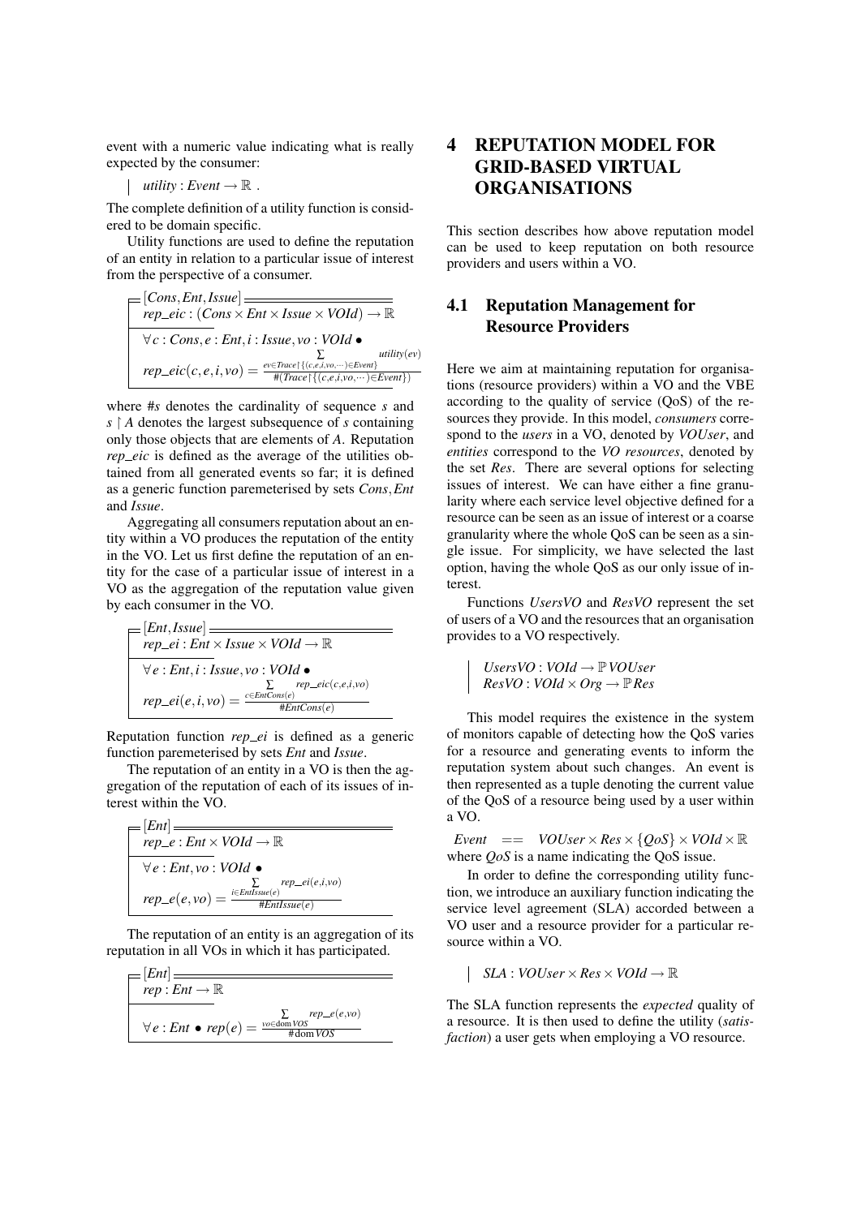event with a numeric value indicating what is really expected by the consumer:

$$utility : Event \rightarrow \mathbb{R}\ .$$

The complete definition of a utility function is considered to be domain specific.

Utility functions are used to define the reputation of an entity in relation to a particular issue of interest from the perspective of a consumer.

$$[Cons, Ent, Issue]$$

$$rep\_eic : (Cons \times Ent \times Issue \times VOId) \rightarrow \mathbb{R}$$

$$\forall c : Cons, e : Ent, i : Issue, vo : VOId \bullet$$

$$rep\_eic(c,e,i,vo) = \frac{\sum_{ev \in Trace \restriction \{(c,e,i,vo,\cdots) \in Event\}} utility(ev)}{\#(Trace \restriction \{(c,e,i,vo,\cdots) \in Event\})}$$

where $\#s$ denotes the cardinality of sequence $s$ and $s \restriction A$ denotes the largest subsequence of $s$ containing only those objects that are elements of $A$. Reputation *rep_eic* is defined as the average of the utilities obtained from all generated events so far; it is defined as a generic function paremeterised by sets *Cons*, *Ent* and *Issue*.

Aggregating all consumers reputation about an entity within a VO produces the reputation of the entity in the VO. Let us first define the reputation of an entity for the case of a particular issue of interest in a VO as the aggregation of the reputation value given by each consumer in the VO.

$$[Ent, Issue]$$

$$rep\_ei : Ent \times Issue \times VOId \rightarrow \mathbb{R}$$

$$\forall e : Ent, i : Issue, vo : VOId \bullet$$

$$rep\_ei(e,i,vo) = \frac{\sum_{c \in EntCons(e)} rep\_eic(c,e,i,vo)}{\#EntCons(e)}$$

Reputation function *rep_ei* is defined as a generic function paremeterised by sets *Ent* and *Issue*.

The reputation of an entity in a VO is then the aggregation of the reputation of each of its issues of interest within the VO.

$$[Ent]$$

$$rep\_e : Ent \times VOId \rightarrow \mathbb{R}$$

$$\forall e : Ent, vo : VOId \bullet$$

$$rep\_e(e,vo) = \frac{\sum_{i \in EntIssue(e)} rep\_ei(e,i,vo)}{\#EntIssue(e)}$$

The reputation of an entity is an aggregation of its reputation in all VOs in which it has participated.

$$[Ent]$$

$$rep : Ent \rightarrow \mathbb{R}$$

$$\forall e : Ent \bullet rep(e) = \frac{\sum_{vo \in \mathrm{dom}\, VOS} rep\_e(e,vo)}{\#\mathrm{dom}\, VOS}$$

# 4 REPUTATION MODEL FOR GRID-BASED VIRTUAL ORGANISATIONS

This section describes how above reputation model can be used to keep reputation on both resource providers and users within a VO.

## 4.1 Reputation Management for Resource Providers

Here we aim at maintaining reputation for organisations (resource providers) within a VO and the VBE according to the quality of service (QoS) of the resources they provide. In this model, *consumers* correspond to the *users* in a VO, denoted by *VOUser*, and *entities* correspond to the *VO resources*, denoted by the set *Res*. There are several options for selecting issues of interest. We can have either a fine granularity where each service level objective defined for a resource can be seen as an issue of interest or a coarse granularity where the whole QoS can be seen as a single issue. For simplicity, we have selected the last option, having the whole QoS as our only issue of interest.

Functions *UsersVO* and *ResVO* represent the set of users of a VO and the resources that an organisation provides to a VO respectively.

$$UsersVO : VOId \rightarrow \mathbb{P}\, VOUser$$
$$ResVO : VOId \times Org \rightarrow \mathbb{P}\, Res$$

This model requires the existence in the system of monitors capable of detecting how the QoS varies for a resource and generating events to inform the reputation system about such changes. An event is then represented as a tuple denoting the current value of the QoS of a resource being used by a user within a VO.

$$Event \;==\; VOUser \times Res \times \{QoS\} \times VOId \times \mathbb{R}$$

where *QoS* is a name indicating the QoS issue.

In order to define the corresponding utility function, we introduce an auxiliary function indicating the service level agreement (SLA) accorded between a VO user and a resource provider for a particular resource within a VO.

$$SLA : VOUser \times Res \times VOId \rightarrow \mathbb{R}$$

The SLA function represents the *expected* quality of a resource. It is then used to define the utility (*satisfaction*) a user gets when employing a VO resource.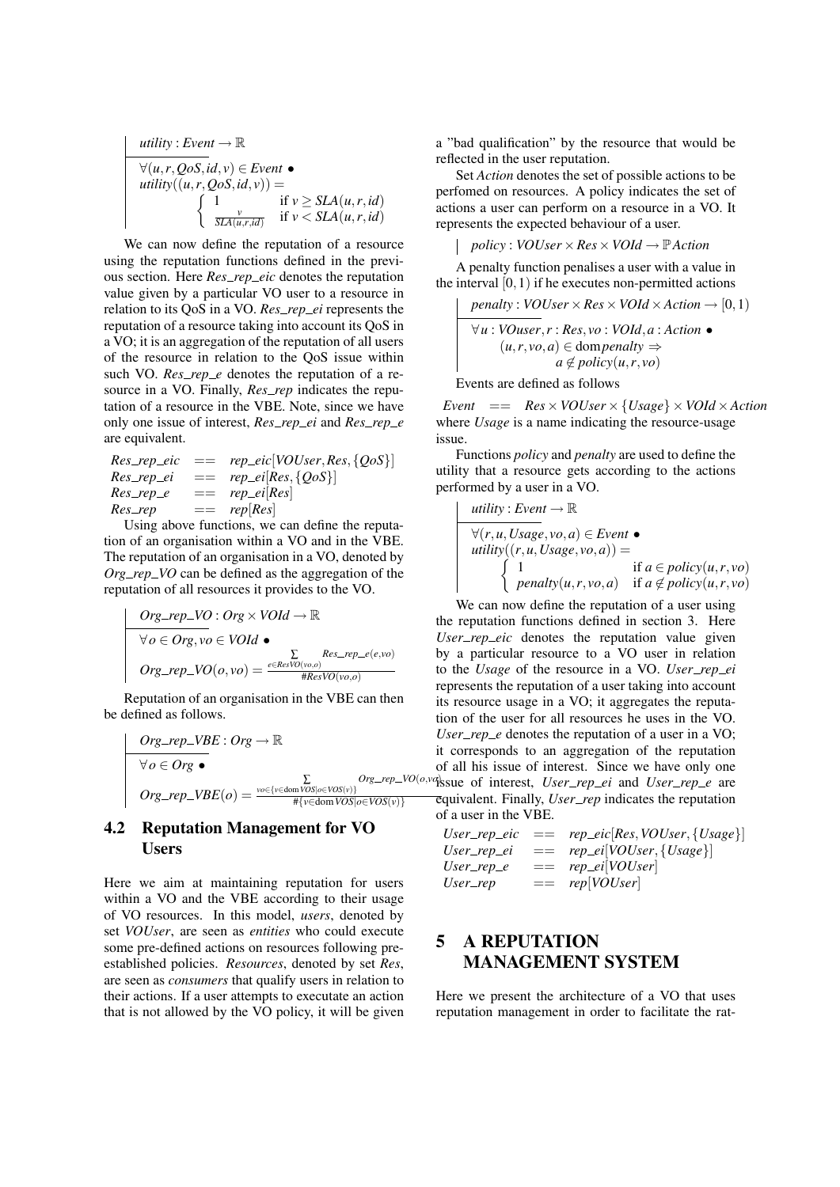$$
\begin{array}{|l}
utility : Event \rightarrow \mathbb{R} \\
\hline
\forall (u, r, QoS, id, v) \in Event \bullet \\
utility((u, r, QoS, id, v)) = \\
\qquad \begin{cases} 1 & \text{if } v \geq SLA(u, r, id) \\ \frac{v}{SLA(u,r,id)} & \text{if } v < SLA(u, r, id) \end{cases}
\end{array}
$$

We can now define the reputation of a resource using the reputation functions defined in the previous section. Here *Res_rep_eic* denotes the reputation value given by a particular VO user to a resource in relation to its QoS in a VO. *Res_rep_ei* represents the reputation of a resource taking into account its QoS in a VO; it is an aggregation of the reputation of all users of the resource in relation to the QoS issue within such VO. *Res_rep_e* denotes the reputation of a resource in a VO. Finally, *Res_rep* indicates the reputation of a resource in the VBE. Note, since we have only one issue of interest, *Res_rep_ei* and *Res_rep_e* are equivalent.

$$
\begin{array}{lll}
Res\_rep\_eic & == & rep\_eic[VOUser, Res, \{QoS\}] \\
Res\_rep\_ei & == & rep\_ei[Res, \{QoS\}] \\
Res\_rep\_e & == & rep\_ei[Res] \\
Res\_rep & == & rep[Res]
\end{array}
$$

Using above functions, we can define the reputation of an organisation within a VO and in the VBE. The reputation of an organisation in a VO, denoted by *Org_rep_VO* can be defined as the aggregation of the reputation of all resources it provides to the VO.

$$
\begin{array}{|l}
Org\_rep\_VO : Org \times VOId \rightarrow \mathbb{R} \\
\hline
\forall o \in Org, vo \in VOId \bullet \\
Org\_rep\_VO(o, vo) = \frac{\sum_{e \in ResVO(vo,o)} Res\_rep\_e(e, vo)}{\# ResVO(vo,o)}
\end{array}
$$

Reputation of an organisation in the VBE can then be defined as follows.

$$
\begin{array}{|l}
Org\_rep\_VBE : Org \rightarrow \mathbb{R} \\
\hline
\forall o \in Org \bullet \\
Org\_rep\_VBE(o) = \frac{\sum_{vo \in \{v \in \mathrm{dom}\, VOS \mid o \in VOS(v)\}} Org\_rep\_VO(o, vo)}{\#\{v \in \mathrm{dom}\, VOS \mid o \in VOS(v)\}}
\end{array}
$$

## 4.2 Reputation Management for VO Users

Here we aim at maintaining reputation for users within a VO and the VBE according to their usage of VO resources. In this model, *users*, denoted by set *VOUser*, are seen as *entities* who could execute some pre-defined actions on resources following pre-established policies. *Resources*, denoted by set *Res*, are seen as *consumers* that qualify users in relation to their actions. If a user attempts to executate an action that is not allowed by the VO policy, it will be given a "bad qualification" by the resource that would be reflected in the user reputation.

Set *Action* denotes the set of possible actions to be perfomed on resources. A policy indicates the set of actions a user can perform on a resource in a VO. It represents the expected behaviour of a user.

$$
\begin{array}{|l}
policy : VOUser \times Res \times VOId \rightarrow \mathbb{P}\, Action
\end{array}
$$

A penalty function penalises a user with a value in the interval $[0, 1)$ if he executes non-permitted actions

$$
\begin{array}{|l}
penalty : VOUser \times Res \times VOId \times Action \rightarrow [0, 1) \\
\hline
\forall u : VOuser, r : Res, vo : VOId, a : Action \bullet \\
\qquad (u, r, vo, a) \in \mathrm{dom}\, penalty \Rightarrow \\
\qquad\qquad a \notin policy(u, r, vo)
\end{array}
$$

Events are defined as follows

$$
Event \quad == \quad Res \times VOUser \times \{Usage\} \times VOId \times Action
$$

where *Usage* is a name indicating the resource-usage issue.

Functions *policy* and *penalty* are used to define the utility that a resource gets according to the actions performed by a user in a VO.

$$
\begin{array}{|l}
utility : Event \rightarrow \mathbb{R} \\
\hline
\forall (r, u, Usage, vo, a) \in Event \bullet \\
utility((r, u, Usage, vo, a)) = \\
\qquad \begin{cases} 1 & \text{if } a \in policy(u, r, vo) \\ penalty(u, r, vo, a) & \text{if } a \notin policy(u, r, vo) \end{cases}
\end{array}
$$

We can now define the reputation of a user using the reputation functions defined in section 3. Here *User_rep_eic* denotes the reputation value given by a particular resource to a VO user in relation to the *Usage* of the resource in a VO. *User_rep_ei* represents the reputation of a user taking into account its resource usage in a VO; it aggregates the reputation of the user for all resources he uses in the VO. *User_rep_e* denotes the reputation of a user in a VO; it corresponds to an aggregation of the reputation of all his issue of interest. Since we have only one issue of interest, *User_rep_ei* and *User_rep_e* are equivalent. Finally, *User_rep* indicates the reputation of a user in the VBE.

$$
\begin{array}{lll}
User\_rep\_eic & == & rep\_eic[Res, VOUser, \{Usage\}] \\
User\_rep\_ei & == & rep\_ei[VOUser, \{Usage\}] \\
User\_rep\_e & == & rep\_ei[VOUser] \\
User\_rep & == & rep[VOUser]
\end{array}
$$

# 5 A REPUTATION MANAGEMENT SYSTEM

Here we present the architecture of a VO that uses reputation management in order to facilitate the rat-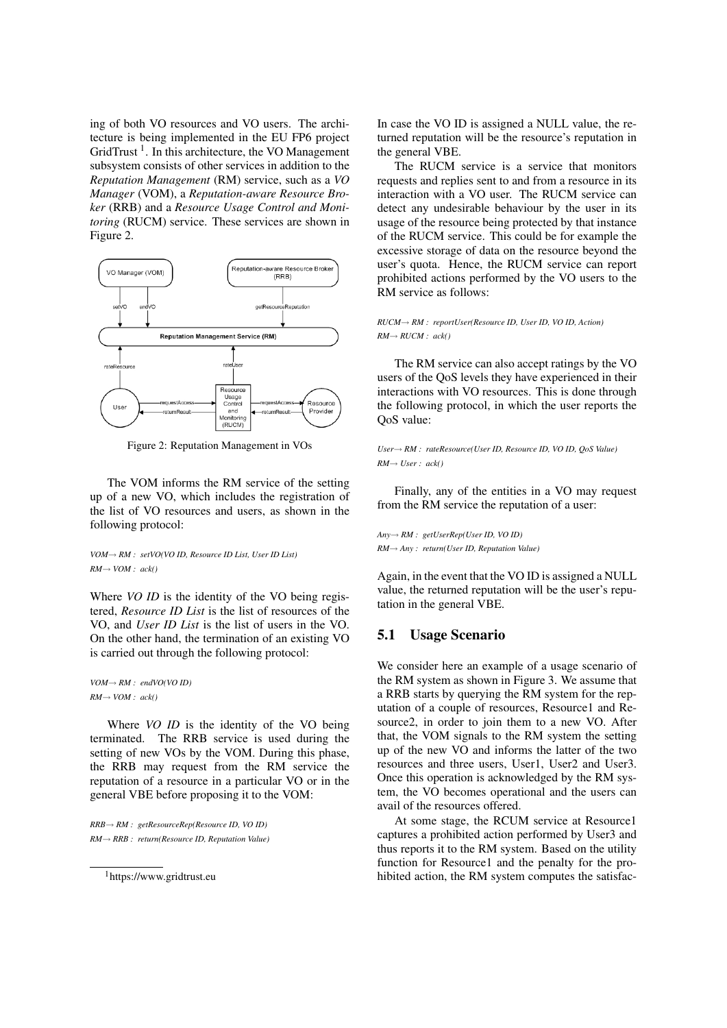ing of both VO resources and VO users. The architecture is being implemented in the EU FP6 project GridTrust [1]. In this architecture, the VO Management subsystem consists of other services in addition to the *Reputation Management* (RM) service, such as a *VO Manager* (VOM), a *Reputation-aware Resource Broker* (RRB) and a *Resource Usage Control and Monitoring* (RUCM) service. These services are shown in Figure 2.

Figure 2: Reputation Management in VOs

The VOM informs the RM service of the setting up of a new VO, which includes the registration of the list of VO resources and users, as shown in the following protocol:

*VOM→ RM : setVO(VO ID, Resource ID List, User ID List)*
*RM→ VOM : ack()*

Where *VO ID* is the identity of the VO being registered, *Resource ID List* is the list of resources of the VO, and *User ID List* is the list of users in the VO. On the other hand, the termination of an existing VO is carried out through the following protocol:

*VOM→ RM : endVO(VO ID)*
*RM→ VOM : ack()*

Where *VO ID* is the identity of the VO being terminated. The RRB service is used during the setting of new VOs by the VOM. During this phase, the RRB may request from the RM service the reputation of a resource in a particular VO or in the general VBE before proposing it to the VOM:

*RRB→ RM : getResourceRep(Resource ID, VO ID)*
*RM→ RRB : return(Resource ID, Reputation Value)*

[1] https://www.gridtrust.eu

In case the VO ID is assigned a NULL value, the returned reputation will be the resource's reputation in the general VBE.

The RUCM service is a service that monitors requests and replies sent to and from a resource in its interaction with a VO user. The RUCM service can detect any undesirable behaviour by the user in its usage of the resource being protected by that instance of the RUCM service. This could be for example the excessive storage of data on the resource beyond the user's quota. Hence, the RUCM service can report prohibited actions performed by the VO users to the RM service as follows:

*RUCM→ RM : reportUser(Resource ID, User ID, VO ID, Action)*
*RM→ RUCM : ack()*

The RM service can also accept ratings by the VO users of the QoS levels they have experienced in their interactions with VO resources. This is done through the following protocol, in which the user reports the QoS value:

*User→ RM : rateResource(User ID, Resource ID, VO ID, QoS Value)*
*RM→ User : ack()*

Finally, any of the entities in a VO may request from the RM service the reputation of a user:

*Any→ RM : getUserRep(User ID, VO ID)*
*RM→ Any : return(User ID, Reputation Value)*

Again, in the event that the VO ID is assigned a NULL value, the returned reputation will be the user's reputation in the general VBE.

## 5.1 Usage Scenario

We consider here an example of a usage scenario of the RM system as shown in Figure 3. We assume that a RRB starts by querying the RM system for the reputation of a couple of resources, Resource1 and Resource2, in order to join them to a new VO. After that, the VOM signals to the RM system the setting up of the new VO and informs the latter of the two resources and three users, User1, User2 and User3. Once this operation is acknowledged by the RM system, the VO becomes operational and the users can avail of the resources offered.

At some stage, the RCUM service at Resource1 captures a prohibited action performed by User3 and thus reports it to the RM system. Based on the utility function for Resource1 and the penalty for the prohibited action, the RM system computes the satisfac-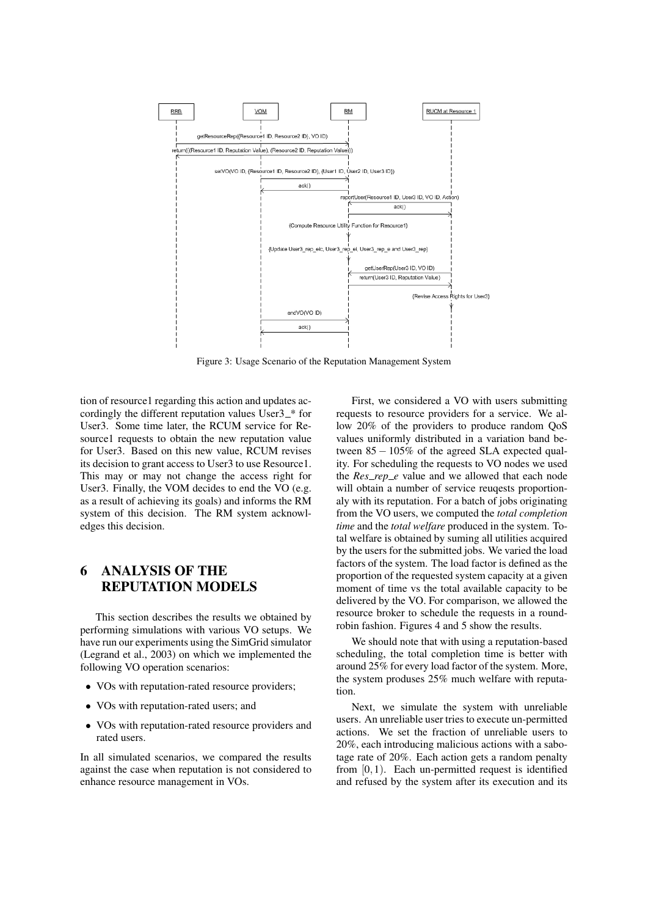Figure 3: Usage Scenario of the Reputation Management System

tion of resource1 regarding this action and updates accordingly the different reputation values User3_* for User3. Some time later, the RCUM service for Resource1 requests to obtain the new reputation value for User3. Based on this new value, RCUM revises its decision to grant access to User3 to use Resource1. This may or may not change the access right for User3. Finally, the VOM decides to end the VO (e.g. as a result of achieving its goals) and informs the RM system of this decision. The RM system acknowledges this decision.

# 6 ANALYSIS OF THE REPUTATION MODELS

This section describes the results we obtained by performing simulations with various VO setups. We have run our experiments using the SimGrid simulator (Legrand et al., 2003) on which we implemented the following VO operation scenarios:

- VOs with reputation-rated resource providers;
- VOs with reputation-rated users; and
- VOs with reputation-rated resource providers and rated users.

In all simulated scenarios, we compared the results against the case when reputation is not considered to enhance resource management in VOs.

First, we considered a VO with users submitting requests to resource providers for a service. We allow 20% of the providers to produce random QoS values uniformly distributed in a variation band between $85-105\%$ of the agreed SLA expected quality. For scheduling the requests to VO nodes we used the *Res_rep_e* value and we allowed that each node will obtain a number of service reuqests proportionaly with its reputation. For a batch of jobs originating from the VO users, we computed the *total completion time* and the *total welfare* produced in the system. Total welfare is obtained by suming all utilities acquired by the users for the submitted jobs. We varied the load factors of the system. The load factor is defined as the proportion of the requested system capacity at a given moment of time vs the total available capacity to be delivered by the VO. For comparison, we allowed the resource broker to schedule the requests in a round-robin fashion. Figures 4 and 5 show the results.

We should note that with using a reputation-based scheduling, the total completion time is better with around 25% for every load factor of the system. More, the system produses 25% much welfare with reputation.

Next, we simulate the system with unreliable users. An unreliable user tries to execute un-permitted actions. We set the fraction of unreliable users to 20%, each introducing malicious actions with a sabotage rate of 20%. Each action gets a random penalty from $[0,1)$. Each un-permitted request is identified and refused by the system after its execution and its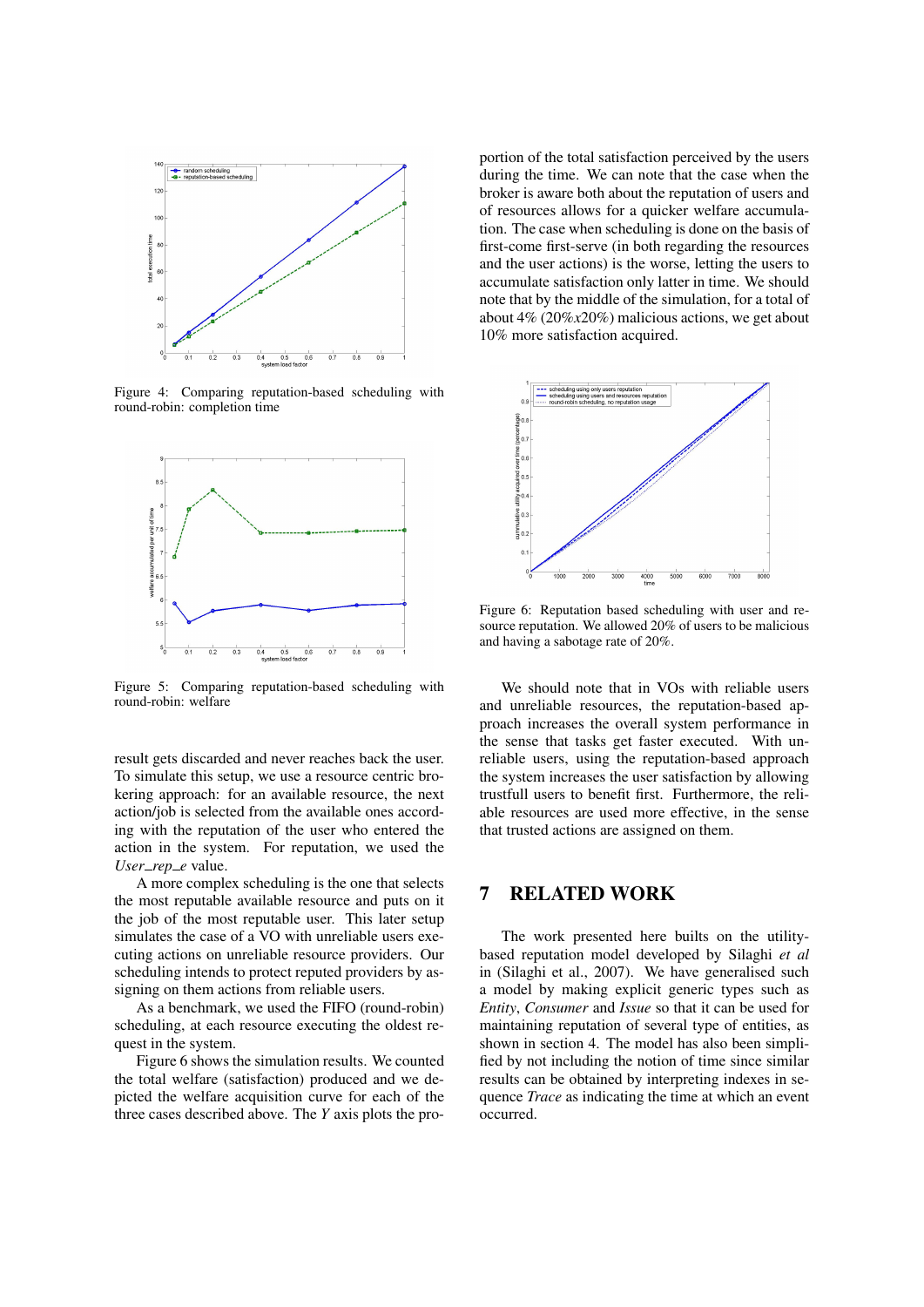Figure 4: Comparing reputation-based scheduling with round-robin: completion time

Figure 5: Comparing reputation-based scheduling with round-robin: welfare

result gets discarded and never reaches back the user. To simulate this setup, we use a resource centric brokering approach: for an available resource, the next action/job is selected from the available ones according with the reputation of the user who entered the action in the system. For reputation, we used the *User_rep_e* value.

A more complex scheduling is the one that selects the most reputable available resource and puts on it the job of the most reputable user. This later setup simulates the case of a VO with unreliable users executing actions on unreliable resource providers. Our scheduling intends to protect reputed providers by assigning on them actions from reliable users.

As a benchmark, we used the FIFO (round-robin) scheduling, at each resource executing the oldest request in the system.

Figure 6 shows the simulation results. We counted the total welfare (satisfaction) produced and we depicted the welfare acquisition curve for each of the three cases described above. The *Y* axis plots the proportion of the total satisfaction perceived by the users during the time. We can note that the case when the broker is aware both about the reputation of users and of resources allows for a quicker welfare accumulation. The case when scheduling is done on the basis of first-come first-serve (in both regarding the resources and the user actions) is the worse, letting the users to accumulate satisfaction only latter in time. We should note that by the middle of the simulation, for a total of about 4% (20%*x*20%) malicious actions, we get about 10% more satisfaction acquired.

Figure 6: Reputation based scheduling with user and resource reputation. We allowed 20% of users to be malicious and having a sabotage rate of 20%.

We should note that in VOs with reliable users and unreliable resources, the reputation-based approach increases the overall system performance in the sense that tasks get faster executed. With unreliable users, using the reputation-based approach the system increases the user satisfaction by allowing trustfull users to benefit first. Furthermore, the reliable resources are used more effective, in the sense that trusted actions are assigned on them.

# 7 RELATED WORK

The work presented here builts on the utility-based reputation model developed by Silaghi *et al* in (Silaghi et al., 2007). We have generalised such a model by making explicit generic types such as *Entity*, *Consumer* and *Issue* so that it can be used for maintaining reputation of several type of entities, as shown in section 4. The model has also been simplified by not including the notion of time since similar results can be obtained by interpreting indexes in sequence *Trace* as indicating the time at which an event occurred.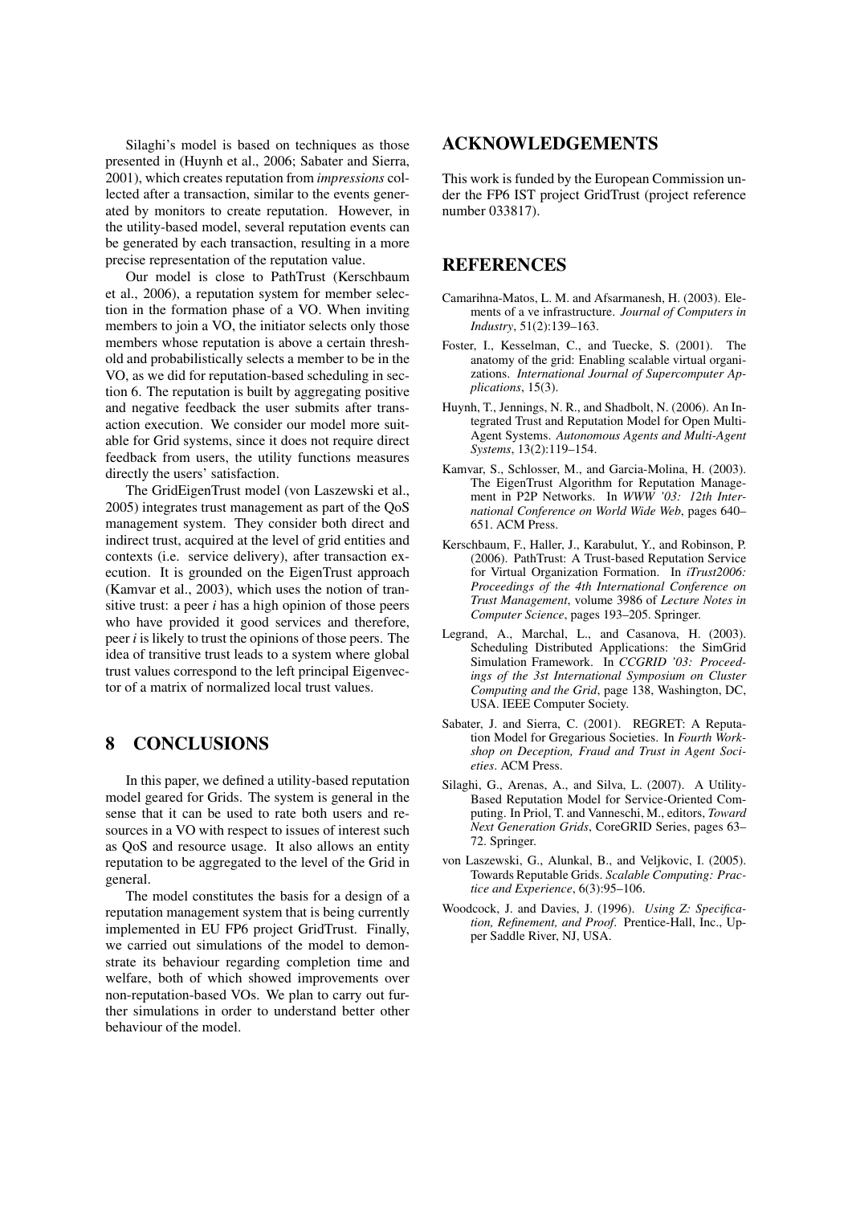Silaghi's model is based on techniques as those presented in (Huynh et al., 2006; Sabater and Sierra, 2001), which creates reputation from *impressions* collected after a transaction, similar to the events generated by monitors to create reputation. However, in the utility-based model, several reputation events can be generated by each transaction, resulting in a more precise representation of the reputation value.

Our model is close to PathTrust (Kerschbaum et al., 2006), a reputation system for member selection in the formation phase of a VO. When inviting members to join a VO, the initiator selects only those members whose reputation is above a certain threshold and probabilistically selects a member to be in the VO, as we did for reputation-based scheduling in section 6. The reputation is built by aggregating positive and negative feedback the user submits after transaction execution. We consider our model more suitable for Grid systems, since it does not require direct feedback from users, the utility functions measures directly the users' satisfaction.

The GridEigenTrust model (von Laszewski et al., 2005) integrates trust management as part of the QoS management system. They consider both direct and indirect trust, acquired at the level of grid entities and contexts (i.e. service delivery), after transaction execution. It is grounded on the EigenTrust approach (Kamvar et al., 2003), which uses the notion of transitive trust: a peer $i$ has a high opinion of those peers who have provided it good services and therefore, peer $i$ is likely to trust the opinions of those peers. The idea of transitive trust leads to a system where global trust values correspond to the left principal Eigenvector of a matrix of normalized local trust values.

## 8 CONCLUSIONS

In this paper, we defined a utility-based reputation model geared for Grids. The system is general in the sense that it can be used to rate both users and resources in a VO with respect to issues of interest such as QoS and resource usage. It also allows an entity reputation to be aggregated to the level of the Grid in general.

The model constitutes the basis for a design of a reputation management system that is being currently implemented in EU FP6 project GridTrust. Finally, we carried out simulations of the model to demonstrate its behaviour regarding completion time and welfare, both of which showed improvements over non-reputation-based VOs. We plan to carry out further simulations in order to understand better other behaviour of the model.

## ACKNOWLEDGEMENTS

This work is funded by the European Commission under the FP6 IST project GridTrust (project reference number 033817).

## REFERENCES

Camarihna-Matos, L. M. and Afsarmanesh, H. (2003). Elements of a ve infrastructure. *Journal of Computers in Industry*, 51(2):139–163.

Foster, I., Kesselman, C., and Tuecke, S. (2001). The anatomy of the grid: Enabling scalable virtual organizations. *International Journal of Supercomputer Applications*, 15(3).

Huynh, T., Jennings, N. R., and Shadbolt, N. (2006). An Integrated Trust and Reputation Model for Open Multi-Agent Systems. *Autonomous Agents and Multi-Agent Systems*, 13(2):119–154.

Kamvar, S., Schlosser, M., and Garcia-Molina, H. (2003). The EigenTrust Algorithm for Reputation Management in P2P Networks. In *WWW '03: 12th International Conference on World Wide Web*, pages 640–651. ACM Press.

Kerschbaum, F., Haller, J., Karabulut, Y., and Robinson, P. (2006). PathTrust: A Trust-based Reputation Service for Virtual Organization Formation. In *iTrust2006: Proceedings of the 4th International Conference on Trust Management*, volume 3986 of *Lecture Notes in Computer Science*, pages 193–205. Springer.

Legrand, A., Marchal, L., and Casanova, H. (2003). Scheduling Distributed Applications: the SimGrid Simulation Framework. In *CCGRID '03: Proceedings of the 3st International Symposium on Cluster Computing and the Grid*, page 138, Washington, DC, USA. IEEE Computer Society.

Sabater, J. and Sierra, C. (2001). REGRET: A Reputation Model for Gregarious Societies. In *Fourth Workshop on Deception, Fraud and Trust in Agent Societies*. ACM Press.

Silaghi, G., Arenas, A., and Silva, L. (2007). A Utility-Based Reputation Model for Service-Oriented Computing. In Priol, T. and Vanneschi, M., editors, *Toward Next Generation Grids*, CoreGRID Series, pages 63–72. Springer.

von Laszewski, G., Alunkal, B., and Veljkovic, I. (2005). Towards Reputable Grids. *Scalable Computing: Practice and Experience*, 6(3):95–106.

Woodcock, J. and Davies, J. (1996). *Using Z: Specification, Refinement, and Proof*. Prentice-Hall, Inc., Upper Saddle River, NJ, USA.